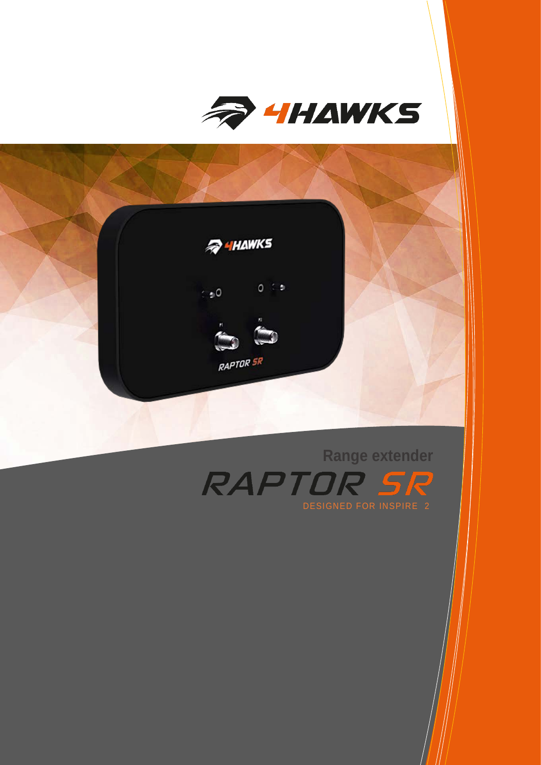4HAWKS

# Range extender

# RAPTOR SR

DESIGNED FOR INSPIRE 2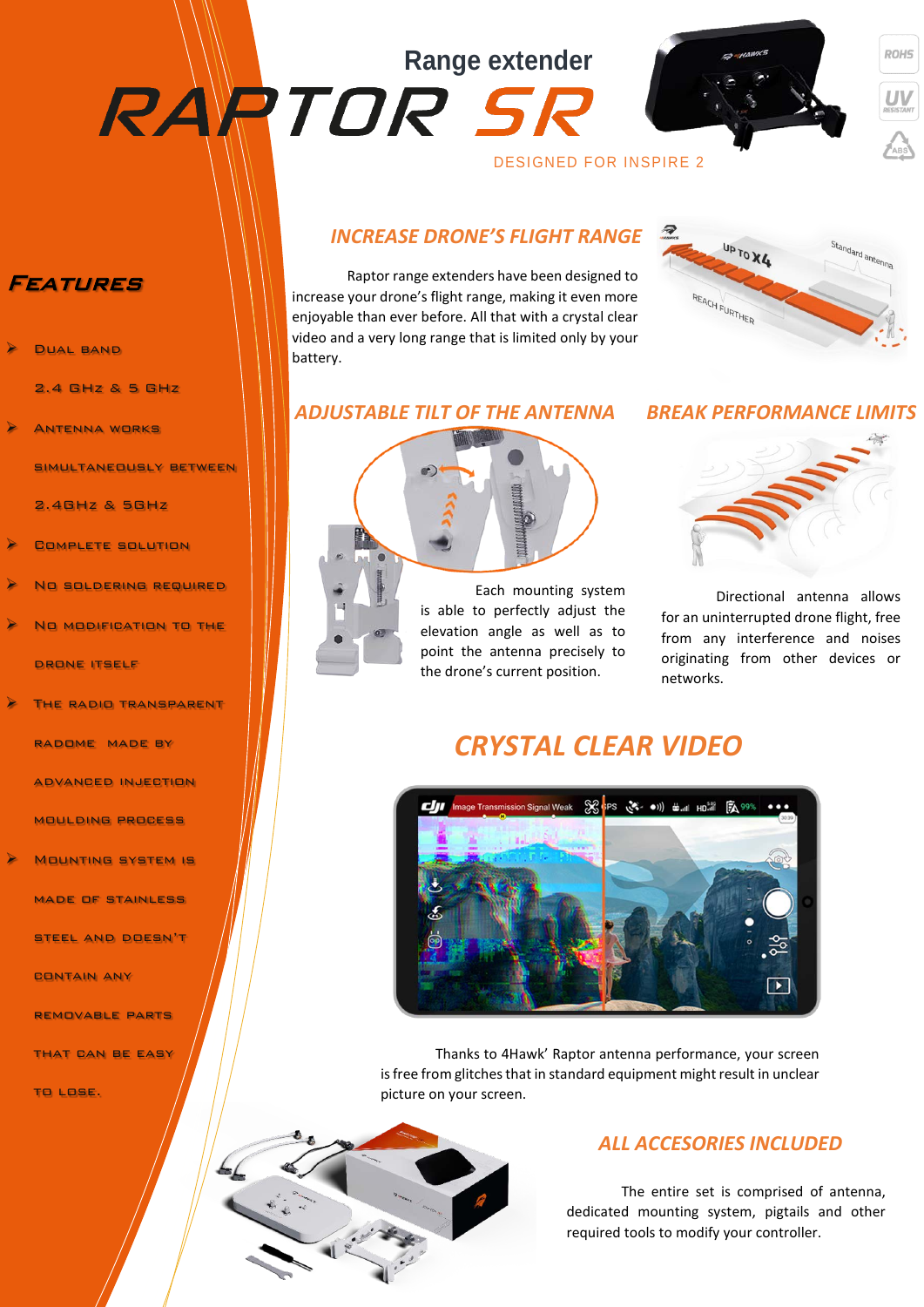# Range extender

# RAPTOR SR

DESIGNED FOR INSPIRE 2

## FEATURES

- Dual band 2.4 GHz & 5 GHz
- Antenna works simultaneously between 2.4GHz & 5GHz
- Complete solution
- No soldering required
- No modification to the drone itself
- The radio transparent radome made by advanced injection moulding process
- Mounting system is made of stainless steel and doesn't contain any removable parts that can be easy to lose.

## INCREASE DRONE'S FLIGHT RANGE

Raptor range extenders have been designed to increase your drone's flight range, making it even more enjoyable than ever before. All that with a crystal clear video and a very long range that is limited only by your battery.

## ADJUSTABLE TILT OF THE ANTENNA

Each mounting system is able to perfectly adjust the elevation angle as well as to point the antenna precisely to the drone's current position.

## BREAK PERFORMANCE LIMITS

Directional antenna allows for an uninterrupted drone flight, free from any interference and noises originating from other devices or networks.

## CRYSTAL CLEAR VIDEO

Thanks to 4Hawk' Raptor antenna performance, your screen is free from glitches that in standard equipment might result in unclear picture on your screen.

## ALL ACCESORIES INCLUDED

The entire set is comprised of antenna, dedicated mounting system, pigtails and other required tools to modify your controller.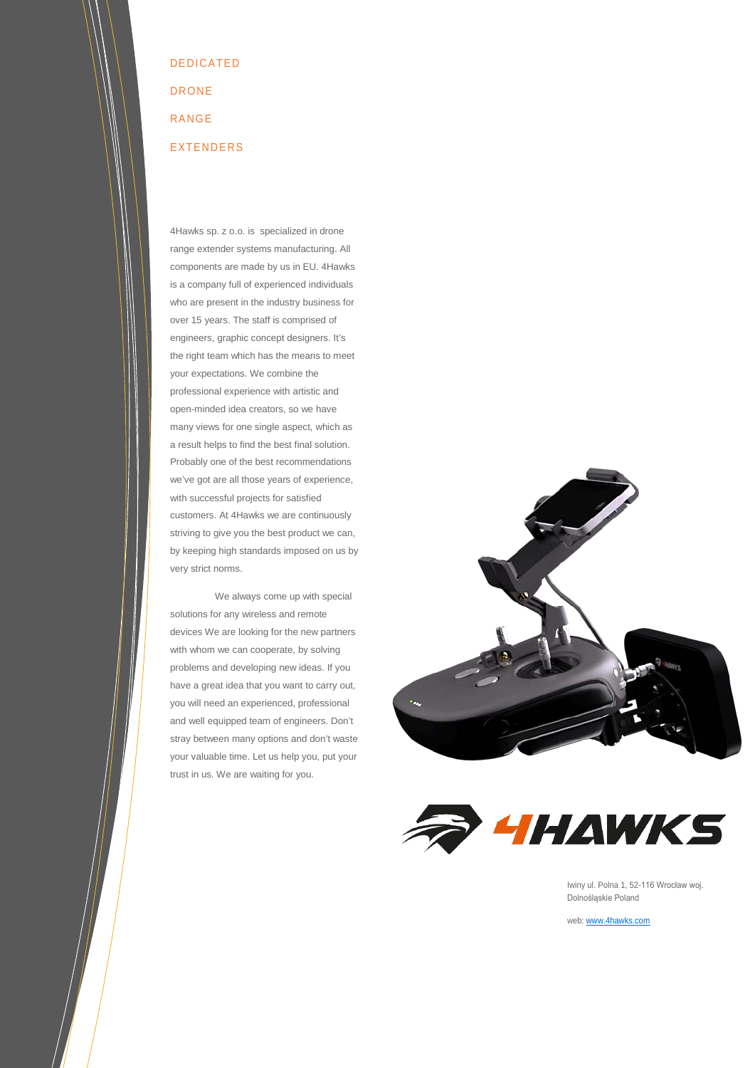# DEDICATED DRONE RANGE EXTENDERS

4Hawks sp. z o.o. is specialized in drone range extender systems manufacturing. All components are made by us in EU. 4Hawks is a company full of experienced individuals who are present in the industry business for over 15 years. The staff is comprised of engineers, graphic concept designers. It's the right team which has the means to meet your expectations. We combine the professional experience with artistic and open-minded idea creators, so we have many views for one single aspect, which as a result helps to find the best final solution. Probably one of the best recommendations we've got are all those years of experience, with successful projects for satisfied customers. At 4Hawks we are continuously striving to give you the best product we can, by keeping high standards imposed on us by very strict norms.

We always come up with special solutions for any wireless and remote devices We are looking for the new partners with whom we can cooperate, by solving problems and developing new ideas. If you have a great idea that you want to carry out, you will need an experienced, professional and well equipped team of engineers. Don't stray between many options and don't waste your valuable time. Let us help you, put your trust in us. We are waiting for you.

4HAWKS

Iwiny ul. Polna 1, 52-116 Wrocław woj. Dolnośląskie Poland

web: www.4hawks.com